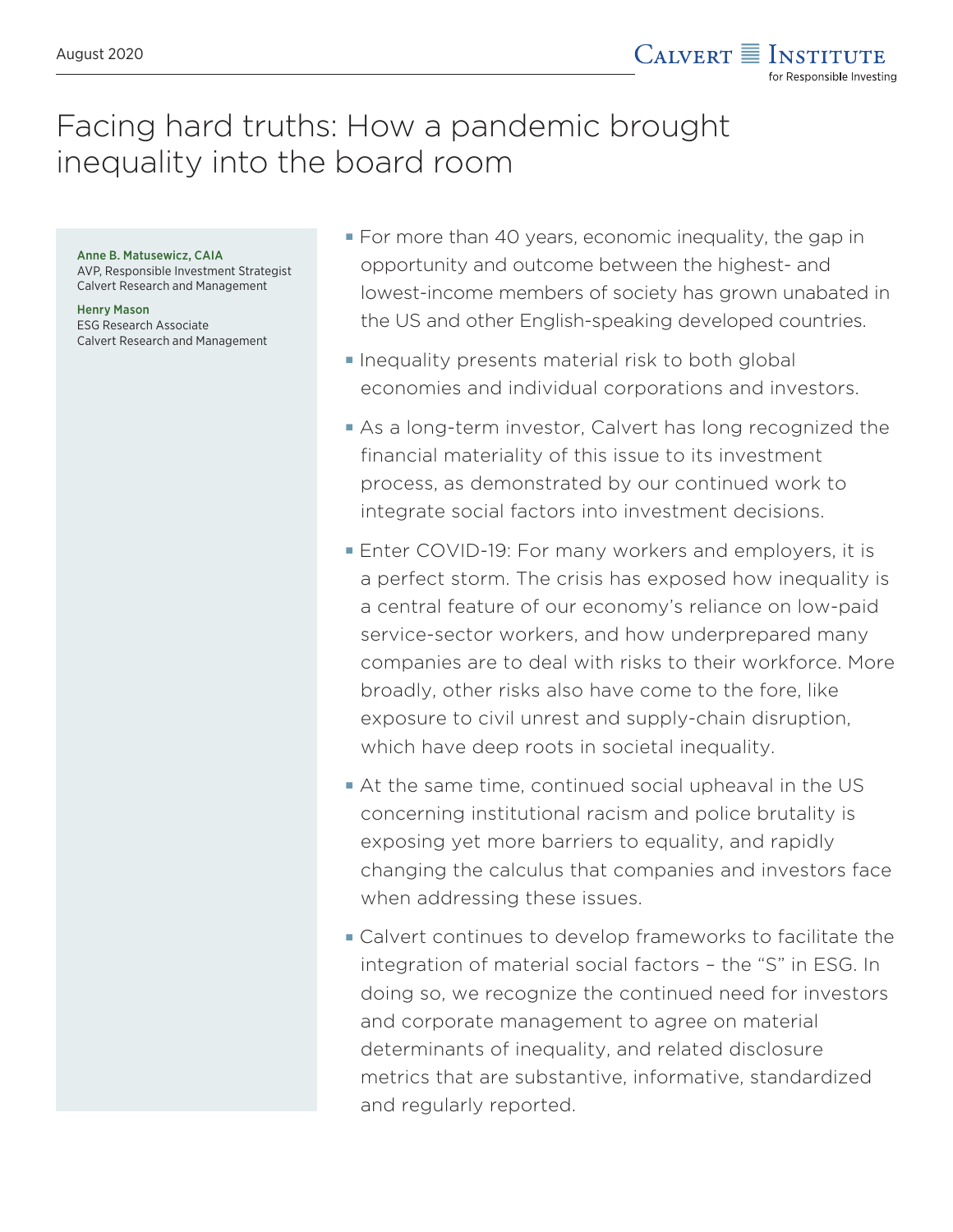August 2020

# Facing hard truths: How a pandemic brought inequality into the board room

**Anne B. Matusewicz, CAIA**
AVP, Responsible Investment Strategist
Calvert Research and Management

**Henry Mason**
ESG Research Associate
Calvert Research and Management

- For more than 40 years, economic inequality, the gap in opportunity and outcome between the highest- and lowest-income members of society has grown unabated in the US and other English-speaking developed countries.
- Inequality presents material risk to both global economies and individual corporations and investors.
- As a long-term investor, Calvert has long recognized the financial materiality of this issue to its investment process, as demonstrated by our continued work to integrate social factors into investment decisions.
- Enter COVID-19: For many workers and employers, it is a perfect storm. The crisis has exposed how inequality is a central feature of our economy's reliance on low-paid service-sector workers, and how underprepared many companies are to deal with risks to their workforce. More broadly, other risks also have come to the fore, like exposure to civil unrest and supply-chain disruption, which have deep roots in societal inequality.
- At the same time, continued social upheaval in the US concerning institutional racism and police brutality is exposing yet more barriers to equality, and rapidly changing the calculus that companies and investors face when addressing these issues.
- Calvert continues to develop frameworks to facilitate the integration of material social factors – the "S" in ESG. In doing so, we recognize the continued need for investors and corporate management to agree on material determinants of inequality, and related disclosure metrics that are substantive, informative, standardized and regularly reported.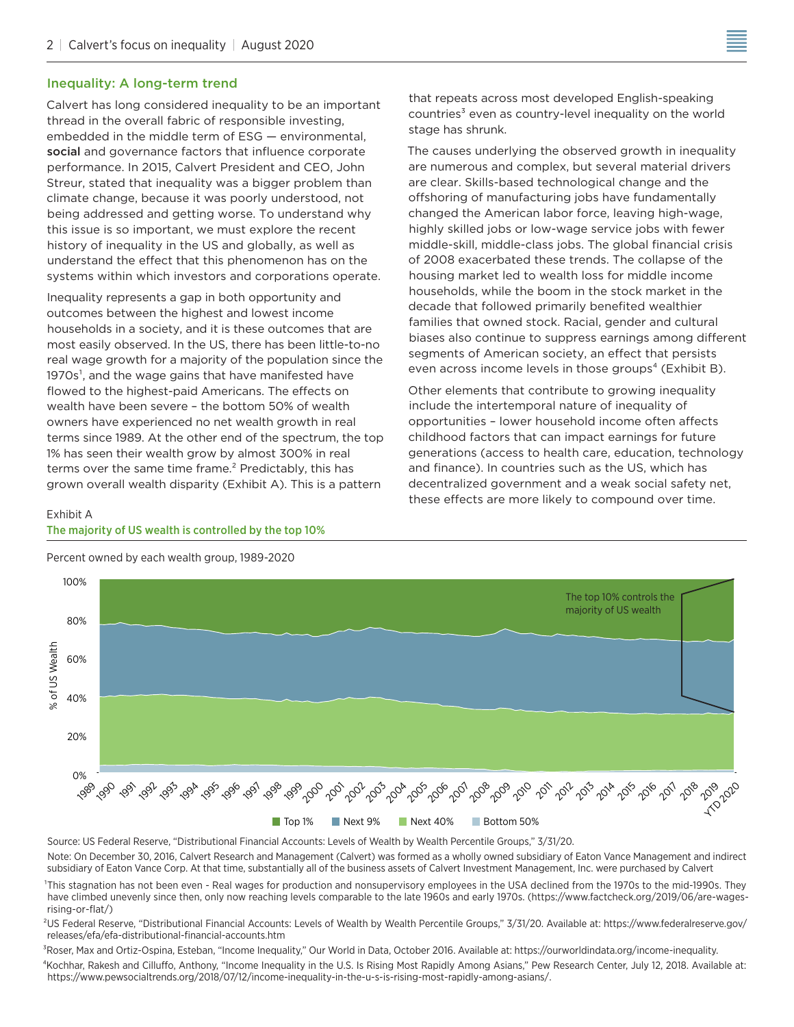## Inequality: A long-term trend

Calvert has long considered inequality to be an important thread in the overall fabric of responsible investing, embedded in the middle term of ESG — environmental, **social** and governance factors that influence corporate performance. In 2015, Calvert President and CEO, John Streur, stated that inequality was a bigger problem than climate change, because it was poorly understood, not being addressed and getting worse. To understand why this issue is so important, we must explore the recent history of inequality in the US and globally, as well as understand the effect that this phenomenon has on the systems within which investors and corporations operate.

Inequality represents a gap in both opportunity and outcomes between the highest and lowest income households in a society, and it is these outcomes that are most easily observed. In the US, there has been little-to-no real wage growth for a majority of the population since the 1970s[1], and the wage gains that have manifested have flowed to the highest-paid Americans. The effects on wealth have been severe – the bottom 50% of wealth owners have experienced no net wealth growth in real terms since 1989. At the other end of the spectrum, the top 1% has seen their wealth grow by almost 300% in real terms over the same time frame.[2] Predictably, this has grown overall wealth disparity (Exhibit A). This is a pattern that repeats across most developed English-speaking countries[3] even as country-level inequality on the world stage has shrunk.

The causes underlying the observed growth in inequality are numerous and complex, but several material drivers are clear. Skills-based technological change and the offshoring of manufacturing jobs have fundamentally changed the American labor force, leaving high-wage, highly skilled jobs or low-wage service jobs with fewer middle-skill, middle-class jobs. The global financial crisis of 2008 exacerbated these trends. The collapse of the housing market led to wealth loss for middle income households, while the boom in the stock market in the decade that followed primarily benefited wealthier families that owned stock. Racial, gender and cultural biases also continue to suppress earnings among different segments of American society, an effect that persists even across income levels in those groups[4] (Exhibit B).

Other elements that contribute to growing inequality include the intertemporal nature of inequality of opportunities – lower household income often affects childhood factors that can impact earnings for future generations (access to health care, education, technology and finance). In countries such as the US, which has decentralized government and a weak social safety net, these effects are more likely to compound over time.

Exhibit A

**The majority of US wealth is controlled by the top 10%**

Percent owned by each wealth group, 1989-2020

Source: US Federal Reserve, "Distributional Financial Accounts: Levels of Wealth by Wealth Percentile Groups," 3/31/20.

Note: On December 30, 2016, Calvert Research and Management (Calvert) was formed as a wholly owned subsidiary of Eaton Vance Management and indirect subsidiary of Eaton Vance Corp. At that time, substantially all of the business assets of Calvert Investment Management, Inc. were purchased by Calvert

[1] This stagnation has not been even - Real wages for production and nonsupervisory employees in the USA declined from the 1970s to the mid-1990s. They have climbed unevenly since then, only now reaching levels comparable to the late 1960s and early 1970s. (https://www.factcheck.org/2019/06/are-wages-rising-or-flat/)

[2] US Federal Reserve, "Distributional Financial Accounts: Levels of Wealth by Wealth Percentile Groups," 3/31/20. Available at: https://www.federalreserve.gov/releases/efa/efa-distributional-financial-accounts.htm

[3] Roser, Max and Ortiz-Ospina, Esteban, "Income Inequality," Our World in Data, October 2016. Available at: https://ourworldindata.org/income-inequality.

[4] Kochhar, Rakesh and Cilluffo, Anthony, "Income Inequality in the U.S. Is Rising Most Rapidly Among Asians," Pew Research Center, July 12, 2018. Available at: https://www.pewsocialtrends.org/2018/07/12/income-inequality-in-the-u-s-is-rising-most-rapidly-among-asians/.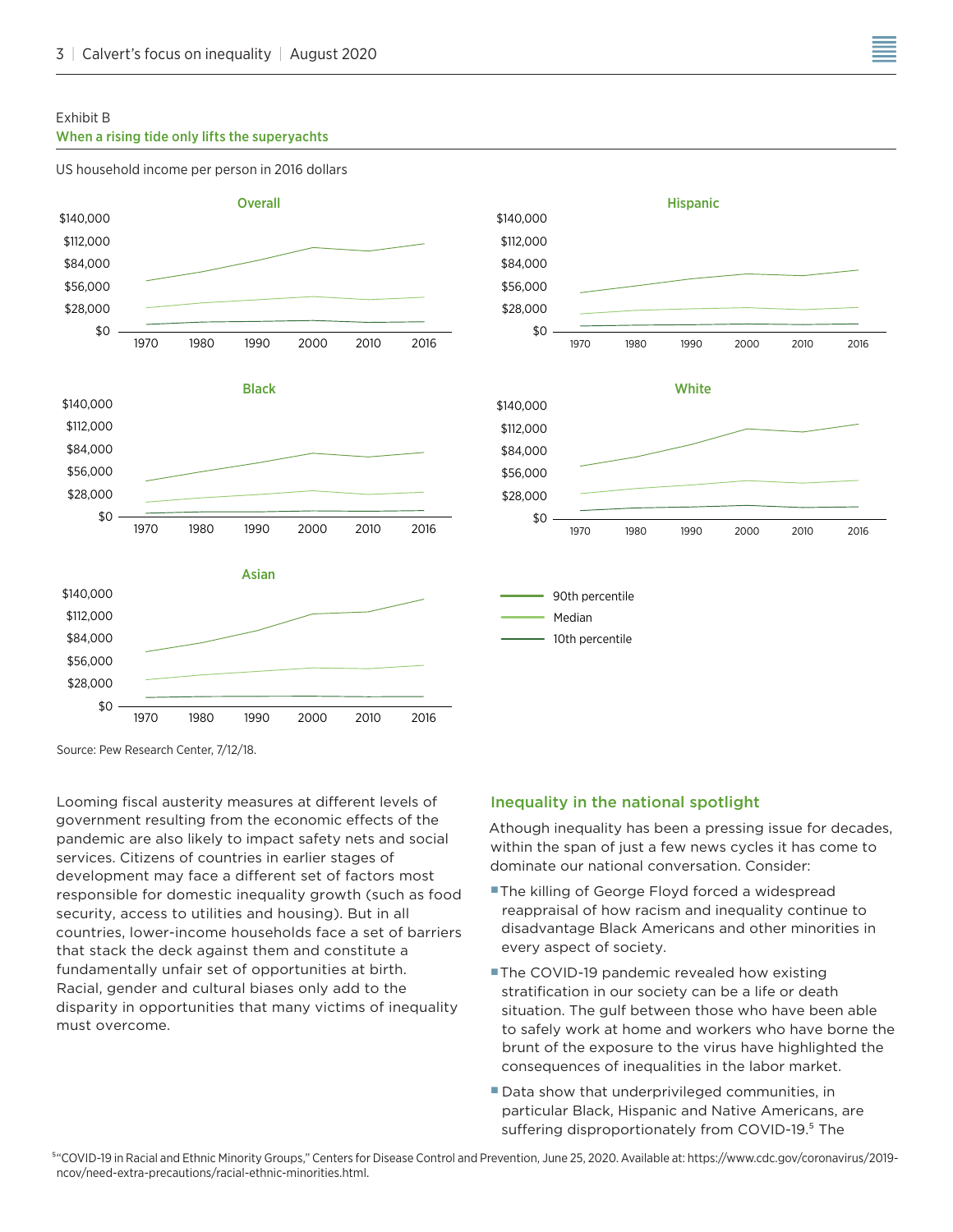Exhibit B

**When a rising tide only lifts the superyachts**

US household income per person in 2016 dollars

Source: Pew Research Center, 7/12/18.

Looming fiscal austerity measures at different levels of government resulting from the economic effects of the pandemic are also likely to impact safety nets and social services. Citizens of countries in earlier stages of development may face a different set of factors most responsible for domestic inequality growth (such as food security, access to utilities and housing). But in all countries, lower-income households face a set of barriers that stack the deck against them and constitute a fundamentally unfair set of opportunities at birth. Racial, gender and cultural biases only add to the disparity in opportunities that many victims of inequality must overcome.

## Inequality in the national spotlight

Athough inequality has been a pressing issue for decades, within the span of just a few news cycles it has come to dominate our national conversation. Consider:

- The killing of George Floyd forced a widespread reappraisal of how racism and inequality continue to disadvantage Black Americans and other minorities in every aspect of society.
- The COVID-19 pandemic revealed how existing stratification in our society can be a life or death situation. The gulf between those who have been able to safely work at home and workers who have borne the brunt of the exposure to the virus have highlighted the consequences of inequalities in the labor market.
- Data show that underprivileged communities, in particular Black, Hispanic and Native Americans, are suffering disproportionately from COVID-19.[5] The

[5] "COVID-19 in Racial and Ethnic Minority Groups," Centers for Disease Control and Prevention, June 25, 2020. Available at: https://www.cdc.gov/coronavirus/2019-ncov/need-extra-precautions/racial-ethnic-minorities.html.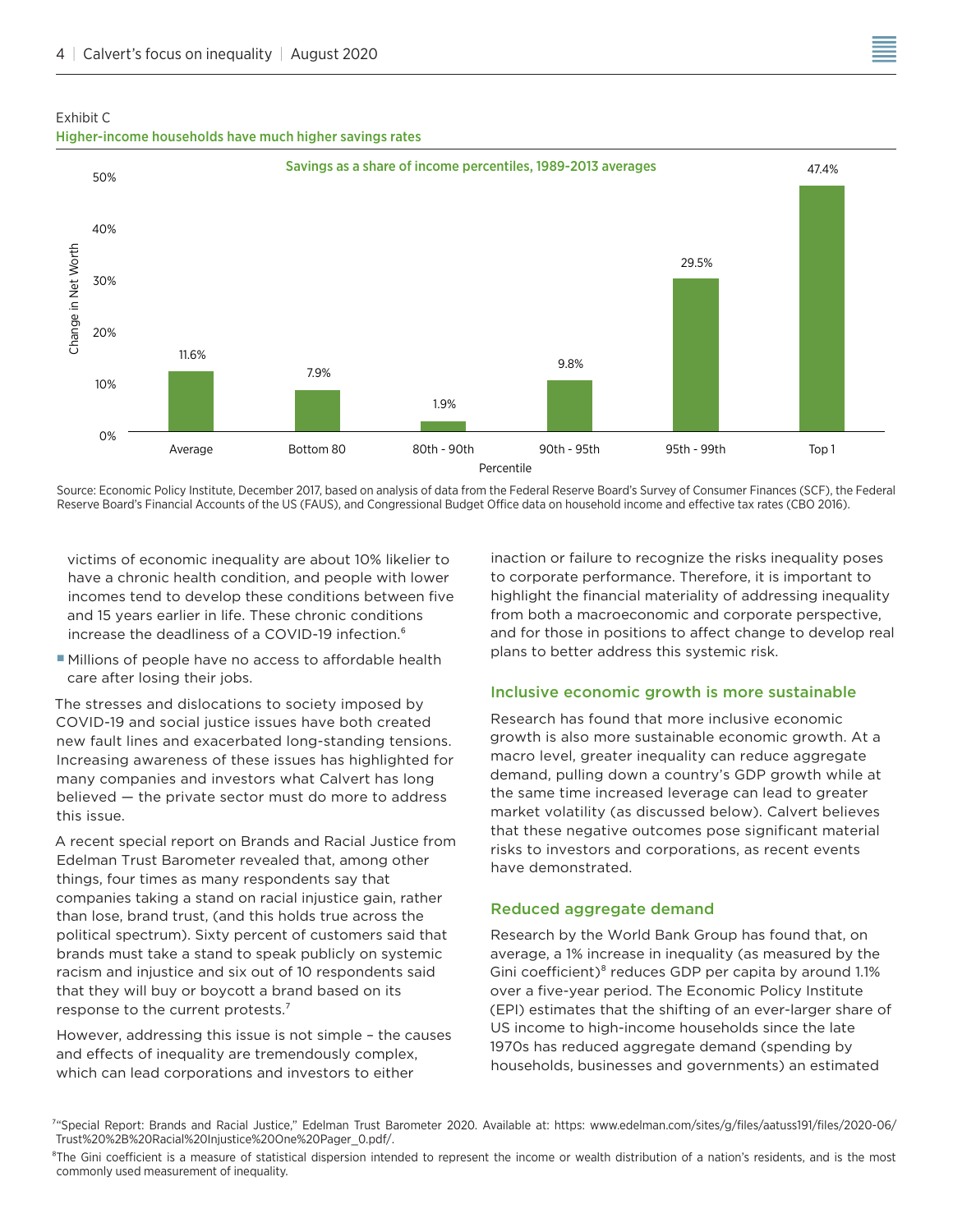Exhibit C

**Higher-income households have much higher savings rates**

Savings as a share of income percentiles, 1989-2013 averages

| Percentile | Change in Net Worth |
|---|---|
| Average | 11.6% |
| Bottom 80 | 7.9% |
| 80th - 90th | 1.9% |
| 90th - 95th | 9.8% |
| 95th - 99th | 29.5% |
| Top 1 | 47.4% |

Source: Economic Policy Institute, December 2017, based on analysis of data from the Federal Reserve Board's Survey of Consumer Finances (SCF), the Federal Reserve Board's Financial Accounts of the US (FAUS), and Congressional Budget Office data on household income and effective tax rates (CBO 2016).

victims of economic inequality are about 10% likelier to have a chronic health condition, and people with lower incomes tend to develop these conditions between five and 15 years earlier in life. These chronic conditions increase the deadliness of a COVID-19 infection.[6]

- Millions of people have no access to affordable health care after losing their jobs.

The stresses and dislocations to society imposed by COVID-19 and social justice issues have both created new fault lines and exacerbated long-standing tensions. Increasing awareness of these issues has highlighted for many companies and investors what Calvert has long believed — the private sector must do more to address this issue.

A recent special report on Brands and Racial Justice from Edelman Trust Barometer revealed that, among other things, four times as many respondents say that companies taking a stand on racial injustice gain, rather than lose, brand trust, (and this holds true across the political spectrum). Sixty percent of customers said that brands must take a stand to speak publicly on systemic racism and injustice and six out of 10 respondents said that they will buy or boycott a brand based on its response to the current protests.[7]

However, addressing this issue is not simple – the causes and effects of inequality are tremendously complex, which can lead corporations and investors to either inaction or failure to recognize the risks inequality poses to corporate performance. Therefore, it is important to highlight the financial materiality of addressing inequality from both a macroeconomic and corporate perspective, and for those in positions to affect change to develop real plans to better address this systemic risk.

## Inclusive economic growth is more sustainable

Research has found that more inclusive economic growth is also more sustainable economic growth. At a macro level, greater inequality can reduce aggregate demand, pulling down a country's GDP growth while at the same time increased leverage can lead to greater market volatility (as discussed below). Calvert believes that these negative outcomes pose significant material risks to investors and corporations, as recent events have demonstrated.

## Reduced aggregate demand

Research by the World Bank Group has found that, on average, a 1% increase in inequality (as measured by the Gini coefficient)[8] reduces GDP per capita by around 1.1% over a five-year period. The Economic Policy Institute (EPI) estimates that the shifting of an ever-larger share of US income to high-income households since the late 1970s has reduced aggregate demand (spending by households, businesses and governments) an estimated

[7] "Special Report: Brands and Racial Justice," Edelman Trust Barometer 2020. Available at: https: www.edelman.com/sites/g/files/aatuss191/files/2020-06/Trust%20%2B%20Racial%20Injustice%20One%20Pager_0.pdf/.

[8] The Gini coefficient is a measure of statistical dispersion intended to represent the income or wealth distribution of a nation's residents, and is the most commonly used measurement of inequality.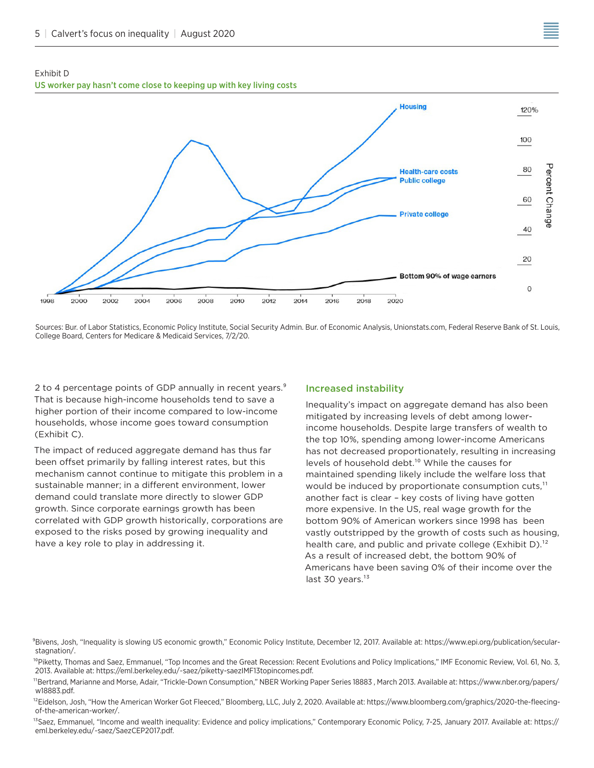Exhibit D

US worker pay hasn't come close to keeping up with key living costs

Sources: Bur. of Labor Statistics, Economic Policy Institute, Social Security Admin. Bur. of Economic Analysis, Unionstats.com, Federal Reserve Bank of St. Louis, College Board, Centers for Medicare & Medicaid Services, 7/2/20.

2 to 4 percentage points of GDP annually in recent years.[9] That is because high-income households tend to save a higher portion of their income compared to low-income households, whose income goes toward consumption (Exhibit C).

The impact of reduced aggregate demand has thus far been offset primarily by falling interest rates, but this mechanism cannot continue to mitigate this problem in a sustainable manner; in a different environment, lower demand could translate more directly to slower GDP growth. Since corporate earnings growth has been correlated with GDP growth historically, corporations are exposed to the risks posed by growing inequality and have a key role to play in addressing it.

## Increased instability

Inequality's impact on aggregate demand has also been mitigated by increasing levels of debt among lower-income households. Despite large transfers of wealth to the top 10%, spending among lower-income Americans has not decreased proportionately, resulting in increasing levels of household debt.[10] While the causes for maintained spending likely include the welfare loss that would be induced by proportionate consumption cuts,[11] another fact is clear – key costs of living have gotten more expensive. In the US, real wage growth for the bottom 90% of American workers since 1998 has been vastly outstripped by the growth of costs such as housing, health care, and public and private college (Exhibit D).[12] As a result of increased debt, the bottom 90% of Americans have been saving 0% of their income over the last 30 years.[13]

[9] Bivens, Josh, "Inequality is slowing US economic growth," Economic Policy Institute, December 12, 2017. Available at: https://www.epi.org/publication/secular-stagnation/.

[10] Piketty, Thomas and Saez, Emmanuel, "Top Incomes and the Great Recession: Recent Evolutions and Policy Implications," IMF Economic Review, Vol. 61, No. 3, 2013. Available at: https://eml.berkeley.edu/~saez/piketty-saezIMF13topincomes.pdf.

[11] Bertrand, Marianne and Morse, Adair, "Trickle-Down Consumption," NBER Working Paper Series 18883 , March 2013. Available at: https://www.nber.org/papers/w18883.pdf.

[12] Eidelson, Josh, "How the American Worker Got Fleeced," Bloomberg, LLC, July 2, 2020. Available at: https://www.bloomberg.com/graphics/2020-the-fleecing-of-the-american-worker/.

[13] Saez, Emmanuel, "Income and wealth inequality: Evidence and policy implications," Contemporary Economic Policy, 7-25, January 2017. Available at: https://eml.berkeley.edu/~saez/SaezCEP2017.pdf.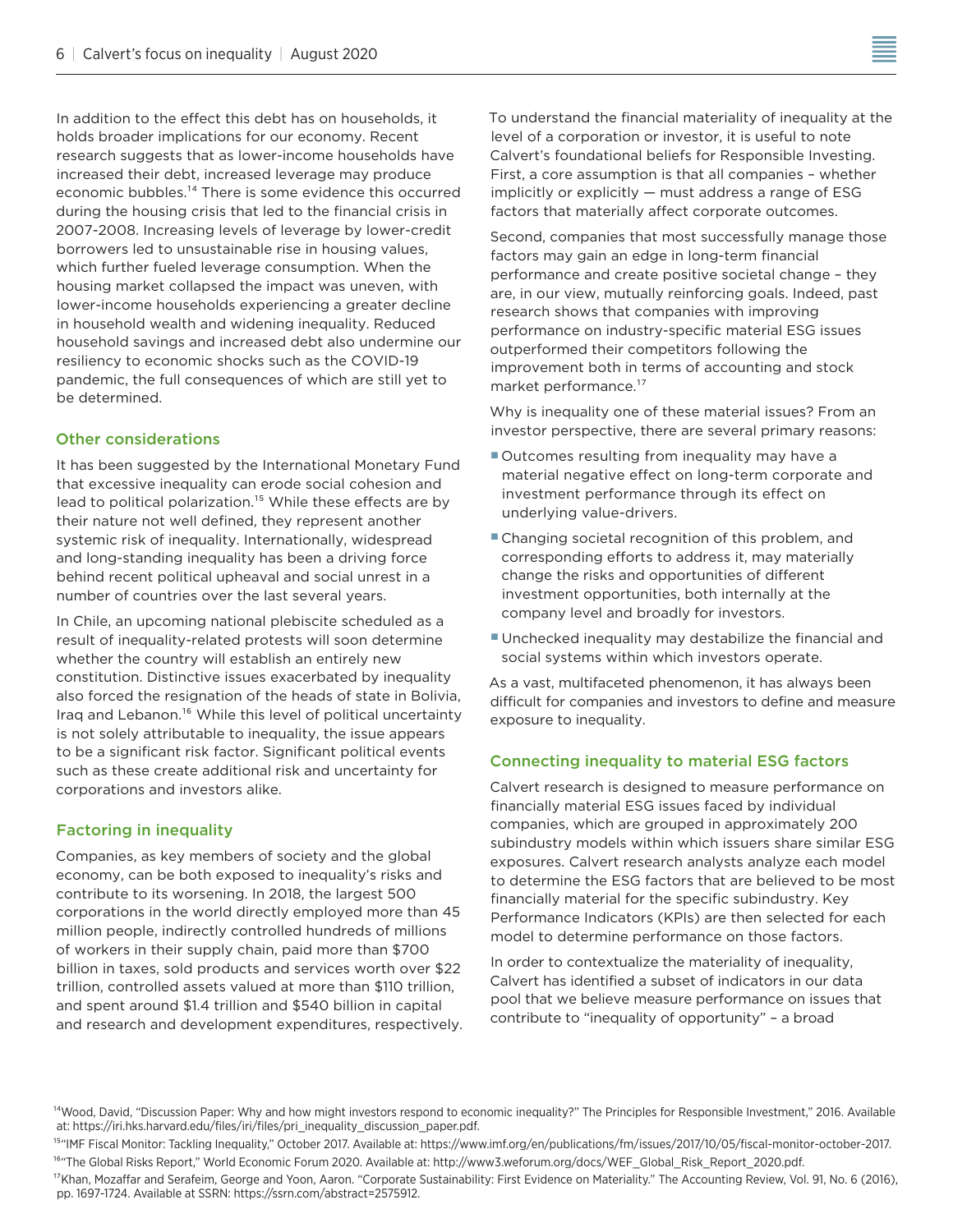In addition to the effect this debt has on households, it holds broader implications for our economy. Recent research suggests that as lower-income households have increased their debt, increased leverage may produce economic bubbles.[14] There is some evidence this occurred during the housing crisis that led to the financial crisis in 2007-2008. Increasing levels of leverage by lower-credit borrowers led to unsustainable rise in housing values, which further fueled leverage consumption. When the housing market collapsed the impact was uneven, with lower-income households experiencing a greater decline in household wealth and widening inequality. Reduced household savings and increased debt also undermine our resiliency to economic shocks such as the COVID-19 pandemic, the full consequences of which are still yet to be determined.

### Other considerations

It has been suggested by the International Monetary Fund that excessive inequality can erode social cohesion and lead to political polarization.[15] While these effects are by their nature not well defined, they represent another systemic risk of inequality. Internationally, widespread and long-standing inequality has been a driving force behind recent political upheaval and social unrest in a number of countries over the last several years.

In Chile, an upcoming national plebiscite scheduled as a result of inequality-related protests will soon determine whether the country will establish an entirely new constitution. Distinctive issues exacerbated by inequality also forced the resignation of the heads of state in Bolivia, Iraq and Lebanon.[16] While this level of political uncertainty is not solely attributable to inequality, the issue appears to be a significant risk factor. Significant political events such as these create additional risk and uncertainty for corporations and investors alike.

### Factoring in inequality

Companies, as key members of society and the global economy, can be both exposed to inequality's risks and contribute to its worsening. In 2018, the largest 500 corporations in the world directly employed more than 45 million people, indirectly controlled hundreds of millions of workers in their supply chain, paid more than $700 billion in taxes, sold products and services worth over $22 trillion, controlled assets valued at more than $110 trillion, and spent around $1.4 trillion and $540 billion in capital and research and development expenditures, respectively.

To understand the financial materiality of inequality at the level of a corporation or investor, it is useful to note Calvert's foundational beliefs for Responsible Investing. First, a core assumption is that all companies – whether implicitly or explicitly — must address a range of ESG factors that materially affect corporate outcomes.

Second, companies that most successfully manage those factors may gain an edge in long-term financial performance and create positive societal change – they are, in our view, mutually reinforcing goals. Indeed, past research shows that companies with improving performance on industry-specific material ESG issues outperformed their competitors following the improvement both in terms of accounting and stock market performance.[17]

Why is inequality one of these material issues? From an investor perspective, there are several primary reasons:

- Outcomes resulting from inequality may have a material negative effect on long-term corporate and investment performance through its effect on underlying value-drivers.
- Changing societal recognition of this problem, and corresponding efforts to address it, may materially change the risks and opportunities of different investment opportunities, both internally at the company level and broadly for investors.
- Unchecked inequality may destabilize the financial and social systems within which investors operate.

As a vast, multifaceted phenomenon, it has always been difficult for companies and investors to define and measure exposure to inequality.

### Connecting inequality to material ESG factors

Calvert research is designed to measure performance on financially material ESG issues faced by individual companies, which are grouped in approximately 200 subindustry models within which issuers share similar ESG exposures. Calvert research analysts analyze each model to determine the ESG factors that are believed to be most financially material for the specific subindustry. Key Performance Indicators (KPIs) are then selected for each model to determine performance on those factors.

In order to contextualize the materiality of inequality, Calvert has identified a subset of indicators in our data pool that we believe measure performance on issues that contribute to "inequality of opportunity" – a broad

---

[14] Wood, David, "Discussion Paper: Why and how might investors respond to economic inequality?" The Principles for Responsible Investment," 2016. Available at: https://iri.hks.harvard.edu/files/iri/files/pri_inequality_discussion_paper.pdf.

[15] "IMF Fiscal Monitor: Tackling Inequality," October 2017. Available at: https://www.imf.org/en/publications/fm/issues/2017/10/05/fiscal-monitor-october-2017.

[16] "The Global Risks Report," World Economic Forum 2020. Available at: http://www3.weforum.org/docs/WEF_Global_Risk_Report_2020.pdf.

[17] Khan, Mozaffar and Serafeim, George and Yoon, Aaron. "Corporate Sustainability: First Evidence on Materiality." The Accounting Review, Vol. 91, No. 6 (2016), pp. 1697-1724. Available at SSRN: https://ssrn.com/abstract=2575912.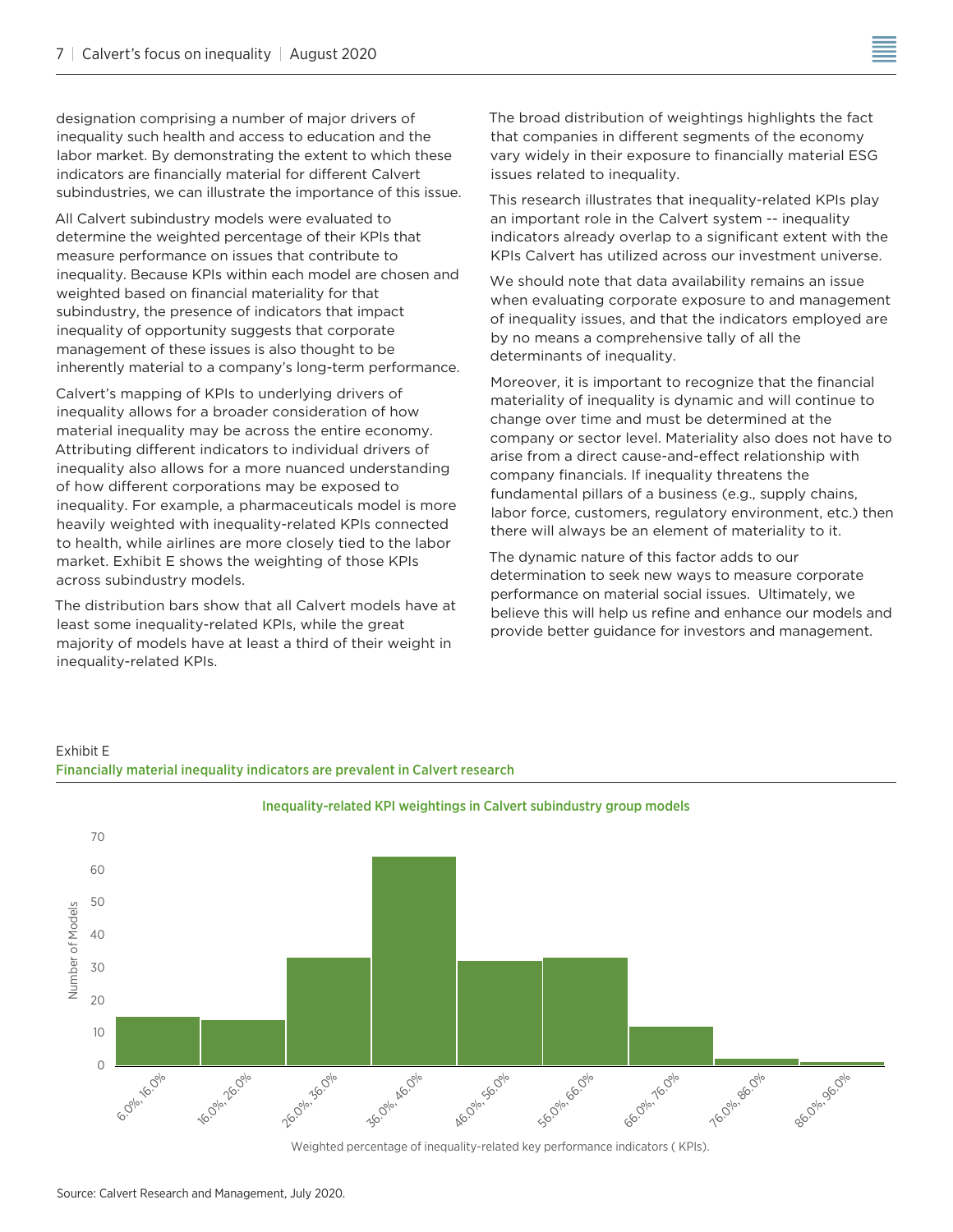designation comprising a number of major drivers of inequality such health and access to education and the labor market. By demonstrating the extent to which these indicators are financially material for different Calvert subindustries, we can illustrate the importance of this issue.

All Calvert subindustry models were evaluated to determine the weighted percentage of their KPIs that measure performance on issues that contribute to inequality. Because KPIs within each model are chosen and weighted based on financial materiality for that subindustry, the presence of indicators that impact inequality of opportunity suggests that corporate management of these issues is also thought to be inherently material to a company's long-term performance.

Calvert's mapping of KPIs to underlying drivers of inequality allows for a broader consideration of how material inequality may be across the entire economy. Attributing different indicators to individual drivers of inequality also allows for a more nuanced understanding of how different corporations may be exposed to inequality. For example, a pharmaceuticals model is more heavily weighted with inequality-related KPIs connected to health, while airlines are more closely tied to the labor market. Exhibit E shows the weighting of those KPIs across subindustry models.

The distribution bars show that all Calvert models have at least some inequality-related KPIs, while the great majority of models have at least a third of their weight in inequality-related KPIs.

The broad distribution of weightings highlights the fact that companies in different segments of the economy vary widely in their exposure to financially material ESG issues related to inequality.

This research illustrates that inequality-related KPIs play an important role in the Calvert system -- inequality indicators already overlap to a significant extent with the KPIs Calvert has utilized across our investment universe.

We should note that data availability remains an issue when evaluating corporate exposure to and management of inequality issues, and that the indicators employed are by no means a comprehensive tally of all the determinants of inequality.

Moreover, it is important to recognize that the financial materiality of inequality is dynamic and will continue to change over time and must be determined at the company or sector level. Materiality also does not have to arise from a direct cause-and-effect relationship with company financials. If inequality threatens the fundamental pillars of a business (e.g., supply chains, labor force, customers, regulatory environment, etc.) then there will always be an element of materiality to it.

The dynamic nature of this factor adds to our determination to seek new ways to measure corporate performance on material social issues. Ultimately, we believe this will help us refine and enhance our models and provide better guidance for investors and management.

Exhibit E

**Financially material inequality indicators are prevalent in Calvert research**

**Inequality-related KPI weightings in Calvert subindustry group models**

| Weighted percentage of inequality-related key performance indicators (KPIs) | Number of Models (approx.) |
|---|---|
| 6.0%, 16.0% | 15 |
| 16.0%, 26.0% | 14 |
| 26.0%, 36.0% | 33 |
| 36.0%, 46.0% | 64 |
| 46.0%, 56.0% | 32 |
| 56.0%, 66.0% | 33 |
| 66.0%, 76.0% | 12 |
| 76.0%, 86.0% | 2 |
| 86.0%, 96.0% | 1 |

Source: Calvert Research and Management, July 2020.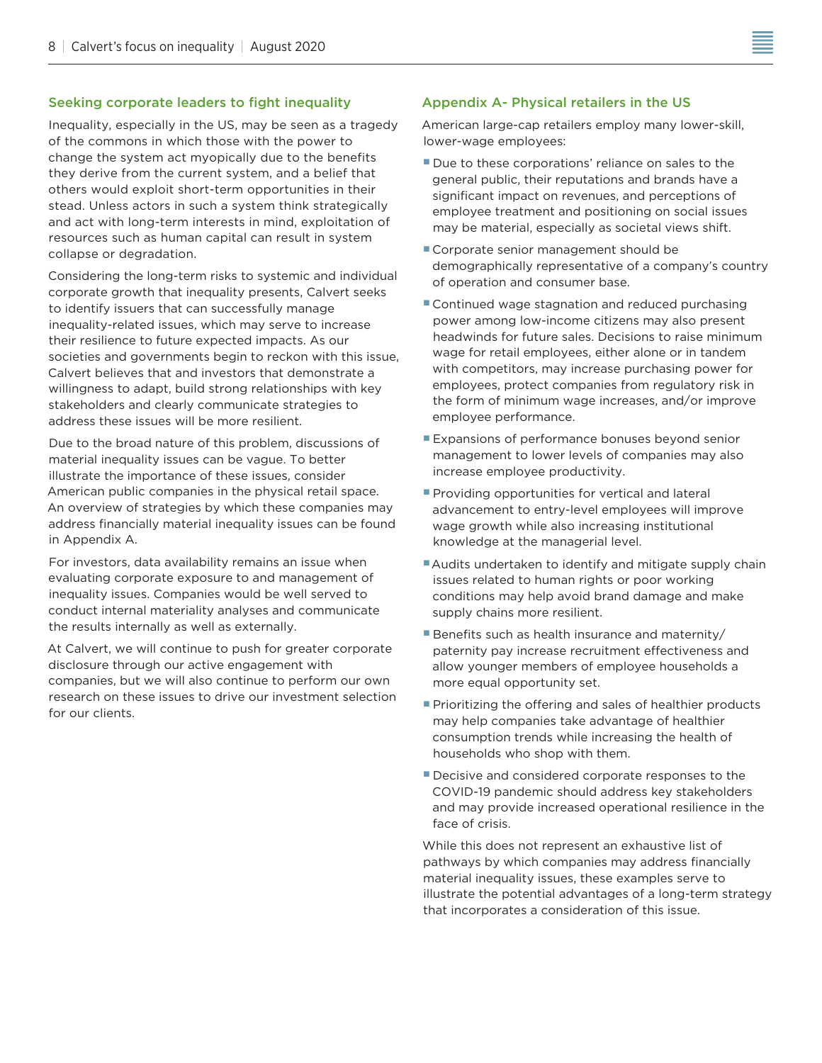## Seeking corporate leaders to fight inequality

Inequality, especially in the US, may be seen as a tragedy of the commons in which those with the power to change the system act myopically due to the benefits they derive from the current system, and a belief that others would exploit short-term opportunities in their stead. Unless actors in such a system think strategically and act with long-term interests in mind, exploitation of resources such as human capital can result in system collapse or degradation.

Considering the long-term risks to systemic and individual corporate growth that inequality presents, Calvert seeks to identify issuers that can successfully manage inequality-related issues, which may serve to increase their resilience to future expected impacts. As our societies and governments begin to reckon with this issue, Calvert believes that and investors that demonstrate a willingness to adapt, build strong relationships with key stakeholders and clearly communicate strategies to address these issues will be more resilient.

Due to the broad nature of this problem, discussions of material inequality issues can be vague. To better illustrate the importance of these issues, consider American public companies in the physical retail space. An overview of strategies by which these companies may address financially material inequality issues can be found in Appendix A.

For investors, data availability remains an issue when evaluating corporate exposure to and management of inequality issues. Companies would be well served to conduct internal materiality analyses and communicate the results internally as well as externally.

At Calvert, we will continue to push for greater corporate disclosure through our active engagement with companies, but we will also continue to perform our own research on these issues to drive our investment selection for our clients.

## Appendix A- Physical retailers in the US

American large-cap retailers employ many lower-skill, lower-wage employees:

- Due to these corporations' reliance on sales to the general public, their reputations and brands have a significant impact on revenues, and perceptions of employee treatment and positioning on social issues may be material, especially as societal views shift.
- Corporate senior management should be demographically representative of a company's country of operation and consumer base.
- Continued wage stagnation and reduced purchasing power among low-income citizens may also present headwinds for future sales. Decisions to raise minimum wage for retail employees, either alone or in tandem with competitors, may increase purchasing power for employees, protect companies from regulatory risk in the form of minimum wage increases, and/or improve employee performance.
- Expansions of performance bonuses beyond senior management to lower levels of companies may also increase employee productivity.
- Providing opportunities for vertical and lateral advancement to entry-level employees will improve wage growth while also increasing institutional knowledge at the managerial level.
- Audits undertaken to identify and mitigate supply chain issues related to human rights or poor working conditions may help avoid brand damage and make supply chains more resilient.
- Benefits such as health insurance and maternity/paternity pay increase recruitment effectiveness and allow younger members of employee households a more equal opportunity set.
- Prioritizing the offering and sales of healthier products may help companies take advantage of healthier consumption trends while increasing the health of households who shop with them.
- Decisive and considered corporate responses to the COVID-19 pandemic should address key stakeholders and may provide increased operational resilience in the face of crisis.

While this does not represent an exhaustive list of pathways by which companies may address financially material inequality issues, these examples serve to illustrate the potential advantages of a long-term strategy that incorporates a consideration of this issue.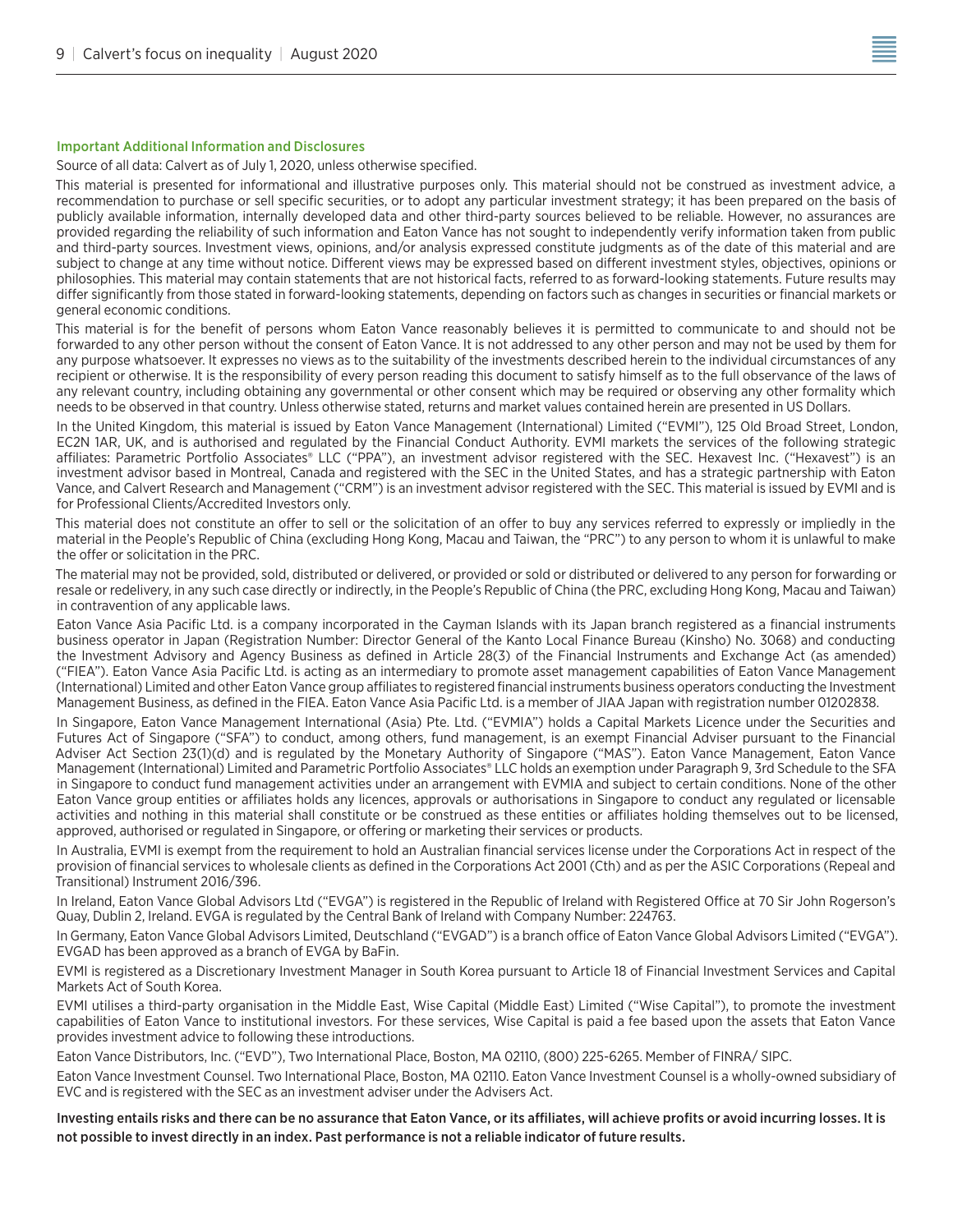## Important Additional Information and Disclosures

Source of all data: Calvert as of July 1, 2020, unless otherwise specified.

This material is presented for informational and illustrative purposes only. This material should not be construed as investment advice, a recommendation to purchase or sell specific securities, or to adopt any particular investment strategy; it has been prepared on the basis of publicly available information, internally developed data and other third-party sources believed to be reliable. However, no assurances are provided regarding the reliability of such information and Eaton Vance has not sought to independently verify information taken from public and third-party sources. Investment views, opinions, and/or analysis expressed constitute judgments as of the date of this material and are subject to change at any time without notice. Different views may be expressed based on different investment styles, objectives, opinions or philosophies. This material may contain statements that are not historical facts, referred to as forward-looking statements. Future results may differ significantly from those stated in forward-looking statements, depending on factors such as changes in securities or financial markets or general economic conditions.

This material is for the benefit of persons whom Eaton Vance reasonably believes it is permitted to communicate to and should not be forwarded to any other person without the consent of Eaton Vance. It is not addressed to any other person and may not be used by them for any purpose whatsoever. It expresses no views as to the suitability of the investments described herein to the individual circumstances of any recipient or otherwise. It is the responsibility of every person reading this document to satisfy himself as to the full observance of the laws of any relevant country, including obtaining any governmental or other consent which may be required or observing any other formality which needs to be observed in that country. Unless otherwise stated, returns and market values contained herein are presented in US Dollars.

In the United Kingdom, this material is issued by Eaton Vance Management (International) Limited ("EVMI"), 125 Old Broad Street, London, EC2N 1AR, UK, and is authorised and regulated by the Financial Conduct Authority. EVMI markets the services of the following strategic affiliates: Parametric Portfolio Associates® LLC ("PPA"), an investment advisor registered with the SEC. Hexavest Inc. ("Hexavest") is an investment advisor based in Montreal, Canada and registered with the SEC in the United States, and has a strategic partnership with Eaton Vance, and Calvert Research and Management ("CRM") is an investment advisor registered with the SEC. This material is issued by EVMI and is for Professional Clients/Accredited Investors only.

This material does not constitute an offer to sell or the solicitation of an offer to buy any services referred to expressly or impliedly in the material in the People's Republic of China (excluding Hong Kong, Macau and Taiwan, the "PRC") to any person to whom it is unlawful to make the offer or solicitation in the PRC.

The material may not be provided, sold, distributed or delivered, or provided or sold or distributed or delivered to any person for forwarding or resale or redelivery, in any such case directly or indirectly, in the People's Republic of China (the PRC, excluding Hong Kong, Macau and Taiwan) in contravention of any applicable laws.

Eaton Vance Asia Pacific Ltd. is a company incorporated in the Cayman Islands with its Japan branch registered as a financial instruments business operator in Japan (Registration Number: Director General of the Kanto Local Finance Bureau (Kinsho) No. 3068) and conducting the Investment Advisory and Agency Business as defined in Article 28(3) of the Financial Instruments and Exchange Act (as amended) ("FIEA"). Eaton Vance Asia Pacific Ltd. is acting as an intermediary to promote asset management capabilities of Eaton Vance Management (International) Limited and other Eaton Vance group affiliates to registered financial instruments business operators conducting the Investment Management Business, as defined in the FIEA. Eaton Vance Asia Pacific Ltd. is a member of JIAA Japan with registration number 01202838.

In Singapore, Eaton Vance Management International (Asia) Pte. Ltd. ("EVMIA") holds a Capital Markets Licence under the Securities and Futures Act of Singapore ("SFA") to conduct, among others, fund management, is an exempt Financial Adviser pursuant to the Financial Adviser Act Section 23(1)(d) and is regulated by the Monetary Authority of Singapore ("MAS"). Eaton Vance Management, Eaton Vance Management (International) Limited and Parametric Portfolio Associates® LLC holds an exemption under Paragraph 9, 3rd Schedule to the SFA in Singapore to conduct fund management activities under an arrangement with EVMIA and subject to certain conditions. None of the other Eaton Vance group entities or affiliates holds any licences, approvals or authorisations in Singapore to conduct any regulated or licensable activities and nothing in this material shall constitute or be construed as these entities or affiliates holding themselves out to be licensed, approved, authorised or regulated in Singapore, or offering or marketing their services or products.

In Australia, EVMI is exempt from the requirement to hold an Australian financial services license under the Corporations Act in respect of the provision of financial services to wholesale clients as defined in the Corporations Act 2001 (Cth) and as per the ASIC Corporations (Repeal and Transitional) Instrument 2016/396.

In Ireland, Eaton Vance Global Advisors Ltd ("EVGA") is registered in the Republic of Ireland with Registered Office at 70 Sir John Rogerson's Quay, Dublin 2, Ireland. EVGA is regulated by the Central Bank of Ireland with Company Number: 224763.

In Germany, Eaton Vance Global Advisors Limited, Deutschland ("EVGAD") is a branch office of Eaton Vance Global Advisors Limited ("EVGA"). EVGAD has been approved as a branch of EVGA by BaFin.

EVMI is registered as a Discretionary Investment Manager in South Korea pursuant to Article 18 of Financial Investment Services and Capital Markets Act of South Korea.

EVMI utilises a third-party organisation in the Middle East, Wise Capital (Middle East) Limited ("Wise Capital"), to promote the investment capabilities of Eaton Vance to institutional investors. For these services, Wise Capital is paid a fee based upon the assets that Eaton Vance provides investment advice to following these introductions.

Eaton Vance Distributors, Inc. ("EVD"), Two International Place, Boston, MA 02110, (800) 225-6265. Member of FINRA/ SIPC.

Eaton Vance Investment Counsel. Two International Place, Boston, MA 02110. Eaton Vance Investment Counsel is a wholly-owned subsidiary of EVC and is registered with the SEC as an investment adviser under the Advisers Act.

**Investing entails risks and there can be no assurance that Eaton Vance, or its affiliates, will achieve profits or avoid incurring losses. It is not possible to invest directly in an index. Past performance is not a reliable indicator of future results.**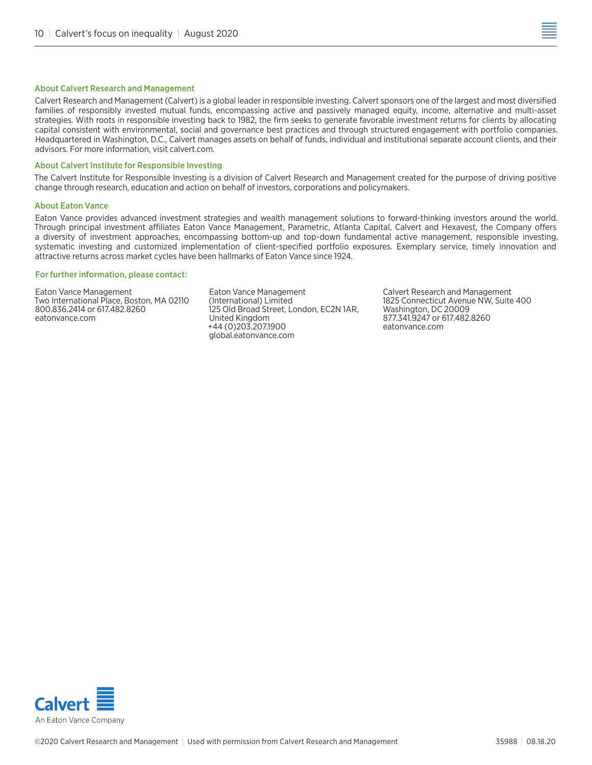## About Calvert Research and Management

Calvert Research and Management (Calvert) is a global leader in responsible investing. Calvert sponsors one of the largest and most diversified families of responsibly invested mutual funds, encompassing active and passively managed equity, income, alternative and multi-asset strategies. With roots in responsible investing back to 1982, the firm seeks to generate favorable investment returns for clients by allocating capital consistent with environmental, social and governance best practices and through structured engagement with portfolio companies. Headquartered in Washington, D.C., Calvert manages assets on behalf of funds, individual and institutional separate account clients, and their advisors. For more information, visit calvert.com.

## About Calvert Institute for Responsible Investing

The Calvert Institute for Responsible Investing is a division of Calvert Research and Management created for the purpose of driving positive change through research, education and action on behalf of investors, corporations and policymakers.

## About Eaton Vance

Eaton Vance provides advanced investment strategies and wealth management solutions to forward-thinking investors around the world. Through principal investment affiliates Eaton Vance Management, Parametric, Atlanta Capital, Calvert and Hexavest, the Company offers a diversity of investment approaches, encompassing bottom-up and top-down fundamental active management, responsible investing, systematic investing and customized implementation of client-specified portfolio exposures. Exemplary service, timely innovation and attractive returns across market cycles have been hallmarks of Eaton Vance since 1924.

## For further information, please contact:

Eaton Vance Management
Two International Place, Boston, MA 02110
800.836.2414 or 617.482.8260
eatonvance.com

Eaton Vance Management
(International) Limited
125 Old Broad Street, London, EC2N 1AR,
United Kingdom
+44 (0)203.207.1900
global.eatonvance.com

Calvert Research and Management
1825 Connecticut Avenue NW, Suite 400
Washington, DC 20009
877.341.9247 or 617.482.8260
eatonvance.com

Calvert
An Eaton Vance Company

©2020 Calvert Research and Management | Used with permission from Calvert Research and Management

35988 | 08.18.20